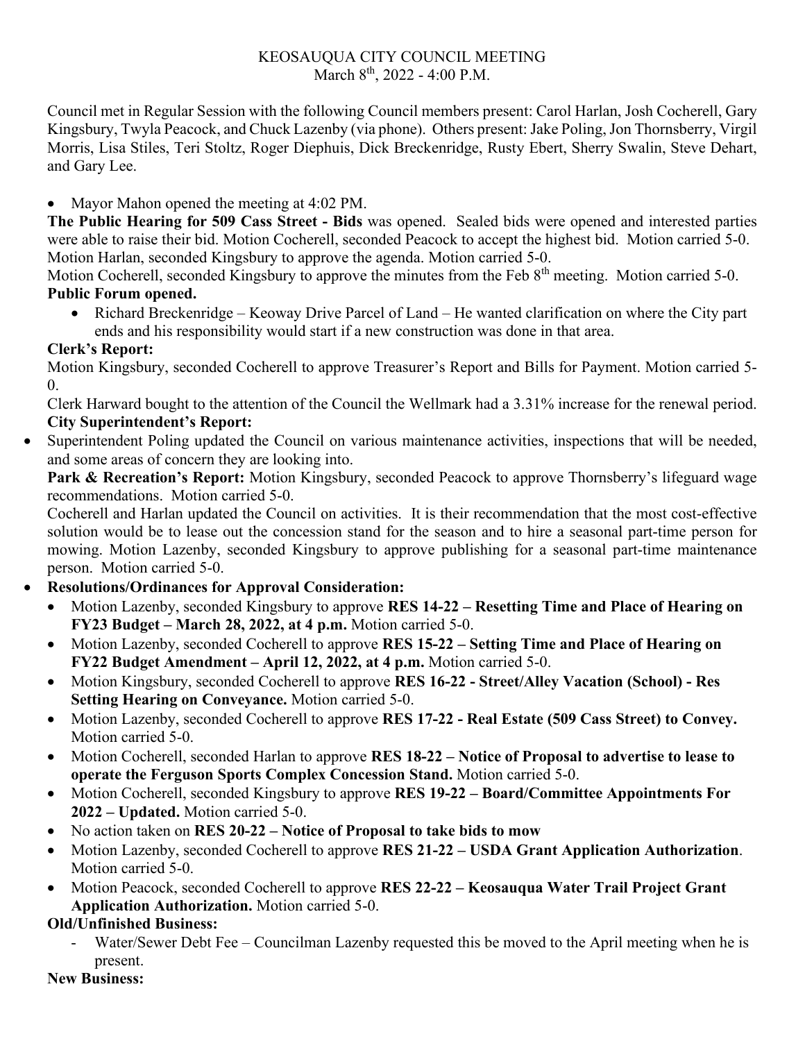KEOSAUQUA CITY COUNCIL MEETING
March 8th, 2022 - 4:00 P.M.

Council met in Regular Session with the following Council members present: Carol Harlan, Josh Cocherell, Gary Kingsbury, Twyla Peacock, and Chuck Lazenby (via phone). Others present: Jake Poling, Jon Thornsberry, Virgil Morris, Lisa Stiles, Teri Stoltz, Roger Diephuis, Dick Breckenridge, Rusty Ebert, Sherry Swalin, Steve Dehart, and Gary Lee.

- Mayor Mahon opened the meeting at 4:02 PM.

**The Public Hearing for 509 Cass Street - Bids** was opened. Sealed bids were opened and interested parties were able to raise their bid. Motion Cocherell, seconded Peacock to accept the highest bid. Motion carried 5-0.
Motion Harlan, seconded Kingsbury to approve the agenda. Motion carried 5-0.
Motion Cocherell, seconded Kingsbury to approve the minutes from the Feb 8th meeting. Motion carried 5-0.

**Public Forum opened.**

- Richard Breckenridge – Keoway Drive Parcel of Land – He wanted clarification on where the City part ends and his responsibility would start if a new construction was done in that area.

**Clerk's Report:**

Motion Kingsbury, seconded Cocherell to approve Treasurer's Report and Bills for Payment. Motion carried 5-0.
Clerk Harward bought to the attention of the Council the Wellmark had a 3.31% increase for the renewal period.

**City Superintendent's Report:**

- Superintendent Poling updated the Council on various maintenance activities, inspections that will be needed, and some areas of concern they are looking into.

**Park & Recreation's Report:** Motion Kingsbury, seconded Peacock to approve Thornsberry's lifeguard wage recommendations. Motion carried 5-0.
Cocherell and Harlan updated the Council on activities. It is their recommendation that the most cost-effective solution would be to lease out the concession stand for the season and to hire a seasonal part-time person for mowing. Motion Lazenby, seconded Kingsbury to approve publishing for a seasonal part-time maintenance person. Motion carried 5-0.

- **Resolutions/Ordinances for Approval Consideration:**
  - Motion Lazenby, seconded Kingsbury to approve **RES 14-22 – Resetting Time and Place of Hearing on FY23 Budget – March 28, 2022, at 4 p.m.** Motion carried 5-0.
  - Motion Lazenby, seconded Cocherell to approve **RES 15-22 – Setting Time and Place of Hearing on FY22 Budget Amendment – April 12, 2022, at 4 p.m.** Motion carried 5-0.
  - Motion Kingsbury, seconded Cocherell to approve **RES 16-22 - Street/Alley Vacation (School) - Res Setting Hearing on Conveyance.** Motion carried 5-0.
  - Motion Lazenby, seconded Cocherell to approve **RES 17-22 - Real Estate (509 Cass Street) to Convey.** Motion carried 5-0.
  - Motion Cocherell, seconded Harlan to approve **RES 18-22 – Notice of Proposal to advertise to lease to operate the Ferguson Sports Complex Concession Stand.** Motion carried 5-0.
  - Motion Cocherell, seconded Kingsbury to approve **RES 19-22 – Board/Committee Appointments For 2022 – Updated.** Motion carried 5-0.
  - No action taken on **RES 20-22 – Notice of Proposal to take bids to mow**
  - Motion Lazenby, seconded Cocherell to approve **RES 21-22 – USDA Grant Application Authorization**. Motion carried 5-0.
  - Motion Peacock, seconded Cocherell to approve **RES 22-22 – Keosauqua Water Trail Project Grant Application Authorization.** Motion carried 5-0.

**Old/Unfinished Business:**

- Water/Sewer Debt Fee – Councilman Lazenby requested this be moved to the April meeting when he is present.

**New Business:**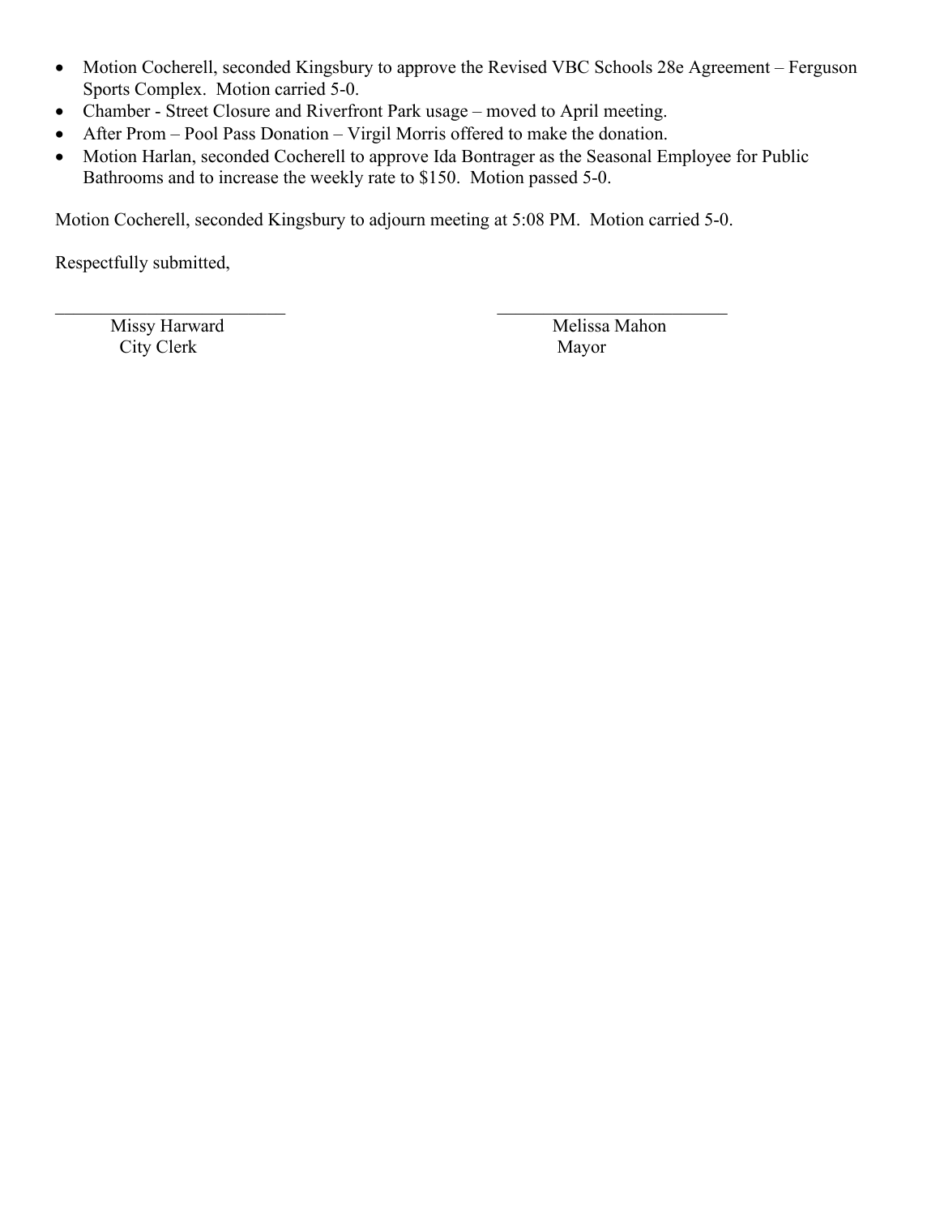- Motion Cocherell, seconded Kingsbury to approve the Revised VBC Schools 28e Agreement – Ferguson Sports Complex. Motion carried 5-0.
- Chamber - Street Closure and Riverfront Park usage – moved to April meeting.
- After Prom – Pool Pass Donation – Virgil Morris offered to make the donation.
- Motion Harlan, seconded Cocherell to approve Ida Bontrager as the Seasonal Employee for Public Bathrooms and to increase the weekly rate to $150. Motion passed 5-0.

Motion Cocherell, seconded Kingsbury to adjourn meeting at 5:08 PM. Motion carried 5-0.

Respectfully submitted,

| | |
|---|---|
| \_\_\_\_\_\_\_\_\_\_\_\_\_\_\_\_\_\_\_\_\_\_\_\_\_\_ | \_\_\_\_\_\_\_\_\_\_\_\_\_\_\_\_\_\_\_\_\_\_\_\_\_\_ |
| Missy Harward | Melissa Mahon |
| City Clerk | Mayor |